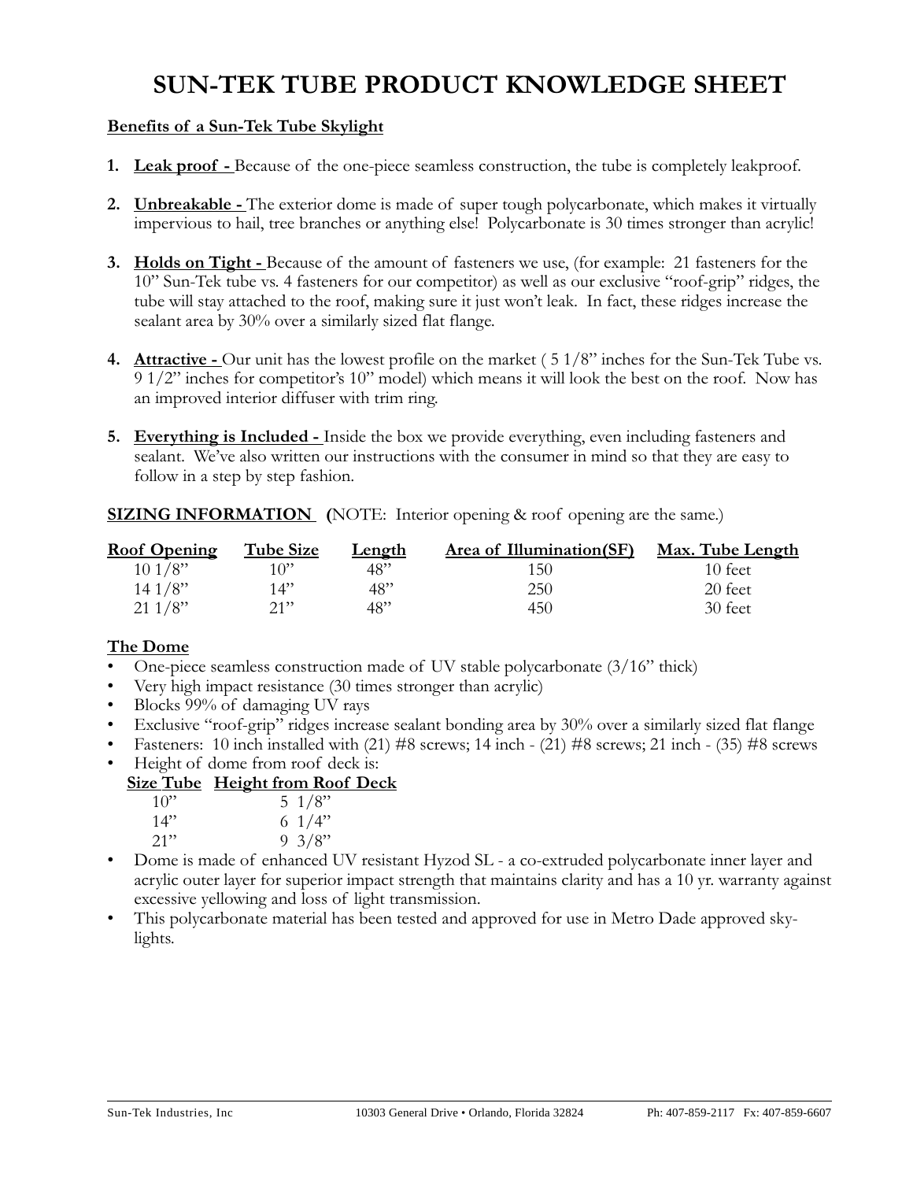# SUN-TEK TUBE PRODUCT KNOWLEDGE SHEET

**Benefits of a Sun-Tek Tube Skylight**

1. **Leak proof -** Because of the one-piece seamless construction, the tube is completely leakproof.
2. **Unbreakable -** The exterior dome is made of super tough polycarbonate, which makes it virtually impervious to hail, tree branches or anything else! Polycarbonate is 30 times stronger than acrylic!
3. **Holds on Tight -** Because of the amount of fasteners we use, (for example: 21 fasteners for the 10" Sun-Tek tube vs. 4 fasteners for our competitor) as well as our exclusive "roof-grip" ridges, the tube will stay attached to the roof, making sure it just won't leak. In fact, these ridges increase the sealant area by 30% over a similarly sized flat flange.
4. **Attractive -** Our unit has the lowest profile on the market ( 5 1/8" inches for the Sun-Tek Tube vs. 9 1/2" inches for competitor's 10" model) which means it will look the best on the roof. Now has an improved interior diffuser with trim ring.
5. **Everything is Included -** Inside the box we provide everything, even including fasteners and sealant. We've also written our instructions with the consumer in mind so that they are easy to follow in a step by step fashion.

**SIZING INFORMATION** (NOTE: Interior opening & roof opening are the same.)

| Roof Opening | Tube Size | Length | Area of Illumination(SF) | Max. Tube Length |
|---|---|---|---|---|
| 10 1/8" | 10" | 48" | 150 | 10 feet |
| 14 1/8" | 14" | 48" | 250 | 20 feet |
| 21 1/8" | 21" | 48" | 450 | 30 feet |

**The Dome**

- One-piece seamless construction made of UV stable polycarbonate (3/16" thick)
- Very high impact resistance (30 times stronger than acrylic)
- Blocks 99% of damaging UV rays
- Exclusive "roof-grip" ridges increase sealant bonding area by 30% over a similarly sized flat flange
- Fasteners: 10 inch installed with (21) #8 screws; 14 inch - (21) #8 screws; 21 inch - (35) #8 screws
- Height of dome from roof deck is:

| Size Tube | Height from Roof Deck |
|---|---|
| 10" | 5 1/8" |
| 14" | 6 1/4" |
| 21" | 9 3/8" |

- Dome is made of enhanced UV resistant Hyzod SL - a co-extruded polycarbonate inner layer and acrylic outer layer for superior impact strength that maintains clarity and has a 10 yr. warranty against excessive yellowing and loss of light transmission.
- This polycarbonate material has been tested and approved for use in Metro Dade approved sky-lights.

Sun-Tek Industries, Inc 10303 General Drive • Orlando, Florida 32824 Ph: 407-859-2117 Fx: 407-859-6607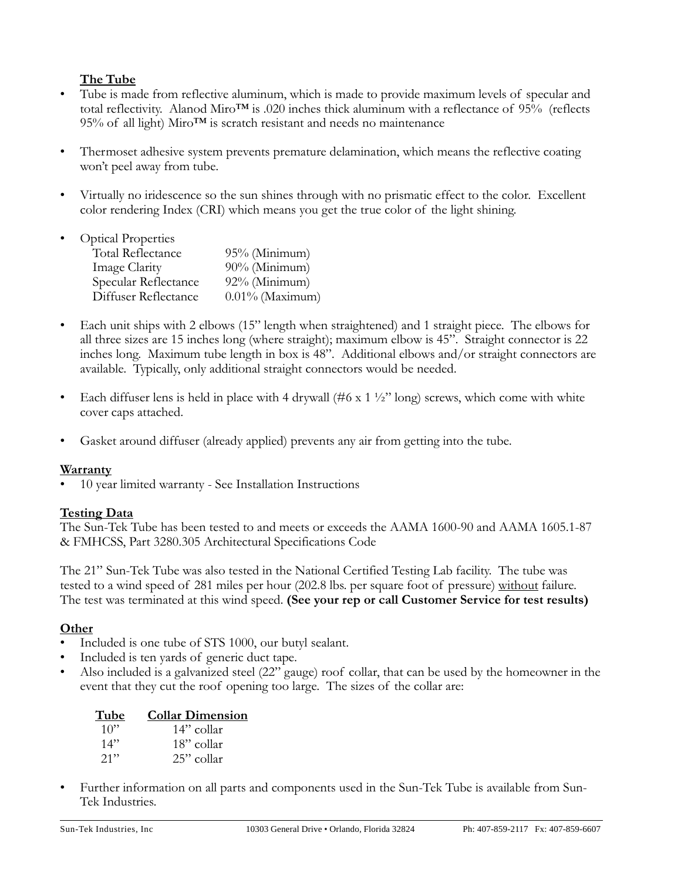## The Tube

- Tube is made from reflective aluminum, which is made to provide maximum levels of specular and total reflectivity. Alanod Miro™ is .020 inches thick aluminum with a reflectance of 95% (reflects 95% of all light) Miro™ is scratch resistant and needs no maintenance

- Thermoset adhesive system prevents premature delamination, which means the reflective coating won't peel away from tube.

- Virtually no iridescence so the sun shines through with no prismatic effect to the color. Excellent color rendering Index (CRI) which means you get the true color of the light shining.

- Optical Properties

| | |
|---|---|
| Total Reflectance | 95% (Minimum) |
| Image Clarity | 90% (Minimum) |
| Specular Reflectance | 92% (Minimum) |
| Diffuser Reflectance | 0.01% (Maximum) |

- Each unit ships with 2 elbows (15" length when straightened) and 1 straight piece. The elbows for all three sizes are 15 inches long (where straight); maximum elbow is 45". Straight connector is 22 inches long. Maximum tube length in box is 48". Additional elbows and/or straight connectors are available. Typically, only additional straight connectors would be needed.

- Each diffuser lens is held in place with 4 drywall (#6 x 1 ½" long) screws, which come with white cover caps attached.

- Gasket around diffuser (already applied) prevents any air from getting into the tube.

## Warranty

- 10 year limited warranty - See Installation Instructions

## Testing Data

The Sun-Tek Tube has been tested to and meets or exceeds the AAMA 1600-90 and AAMA 1605.1-87 & FMHCSS, Part 3280.305 Architectural Specifications Code

The 21" Sun-Tek Tube was also tested in the National Certified Testing Lab facility. The tube was tested to a wind speed of 281 miles per hour (202.8 lbs. per square foot of pressure) without failure. The test was terminated at this wind speed. **(See your rep or call Customer Service for test results)**

## Other

- Included is one tube of STS 1000, our butyl sealant.
- Included is ten yards of generic duct tape.
- Also included is a galvanized steel (22" gauge) roof collar, that can be used by the homeowner in the event that they cut the roof opening too large. The sizes of the collar are:

| Tube | Collar Dimension |
|---|---|
| 10" | 14" collar |
| 14" | 18" collar |
| 21" | 25" collar |

- Further information on all parts and components used in the Sun-Tek Tube is available from Sun-Tek Industries.